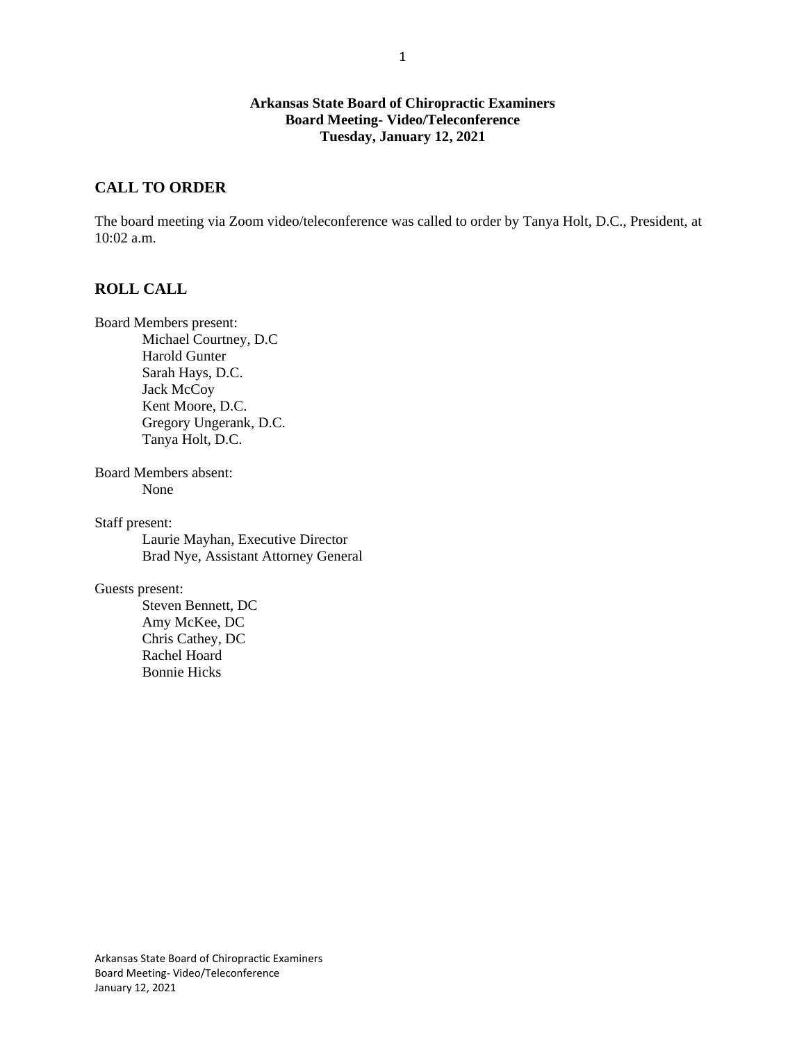**Arkansas State Board of Chiropractic Examiners**
**Board Meeting- Video/Teleconference**
**Tuesday, January 12, 2021**

## CALL TO ORDER

The board meeting via Zoom video/teleconference was called to order by Tanya Holt, D.C., President, at 10:02 a.m.

## ROLL CALL

Board Members present:

- Michael Courtney, D.C
- Harold Gunter
- Sarah Hays, D.C.
- Jack McCoy
- Kent Moore, D.C.
- Gregory Ungerank, D.C.
- Tanya Holt, D.C.

Board Members absent:

- None

Staff present:

- Laurie Mayhan, Executive Director
- Brad Nye, Assistant Attorney General

Guests present:

- Steven Bennett, DC
- Amy McKee, DC
- Chris Cathey, DC
- Rachel Hoard
- Bonnie Hicks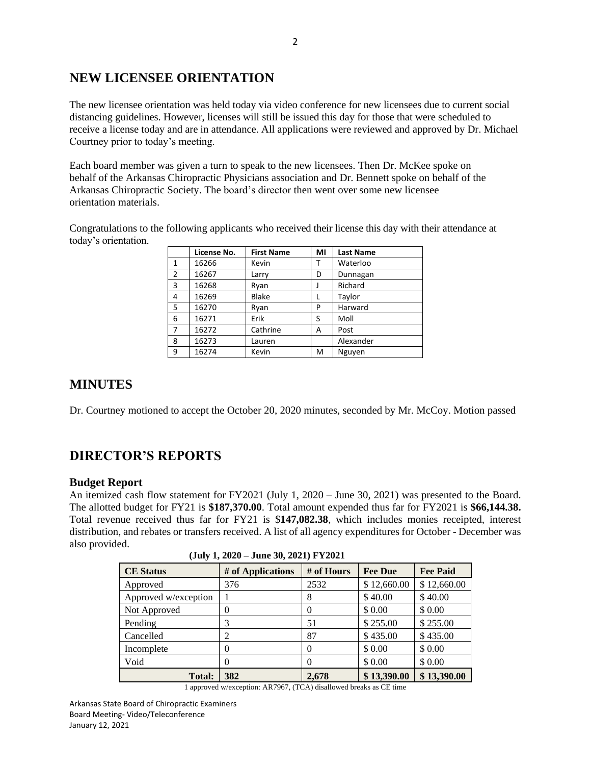## NEW LICENSEE ORIENTATION

The new licensee orientation was held today via video conference for new licensees due to current social distancing guidelines. However, licenses will still be issued this day for those that were scheduled to receive a license today and are in attendance. All applications were reviewed and approved by Dr. Michael Courtney prior to today's meeting.

Each board member was given a turn to speak to the new licensees. Then Dr. McKee spoke on behalf of the Arkansas Chiropractic Physicians association and Dr. Bennett spoke on behalf of the Arkansas Chiropractic Society. The board's director then went over some new licensee orientation materials.

Congratulations to the following applicants who received their license this day with their attendance at today's orientation.

| | License No. | First Name | MI | Last Name |
|---|---|---|---|---|
| 1 | 16266 | Kevin | T | Waterloo |
| 2 | 16267 | Larry | D | Dunnagan |
| 3 | 16268 | Ryan | J | Richard |
| 4 | 16269 | Blake | L | Taylor |
| 5 | 16270 | Ryan | P | Harward |
| 6 | 16271 | Erik | S | Moll |
| 7 | 16272 | Cathrine | A | Post |
| 8 | 16273 | Lauren | | Alexander |
| 9 | 16274 | Kevin | M | Nguyen |

## MINUTES

Dr. Courtney motioned to accept the October 20, 2020 minutes, seconded by Mr. McCoy. Motion passed

## DIRECTOR'S REPORTS

### Budget Report

An itemized cash flow statement for FY2021 (July 1, 2020 – June 30, 2021) was presented to the Board. The allotted budget for FY21 is **$187,370.00**. Total amount expended thus far for FY2021 is **$66,144.38.** Total revenue received thus far for FY21 is $**147,082.38**, which includes monies receipted, interest distribution, and rebates or transfers received. A list of all agency expenditures for October - December was also provided.

**(July 1, 2020 – June 30, 2021) FY2021**

| CE Status | # of Applications | # of Hours | Fee Due | Fee Paid |
|---|---|---|---|---|
| Approved | 376 | 2532 | $ 12,660.00 | $ 12,660.00 |
| Approved w/exception | 1 | 8 | $ 40.00 | $ 40.00 |
| Not Approved | 0 | 0 | $ 0.00 | $ 0.00 |
| Pending | 3 | 51 | $ 255.00 | $ 255.00 |
| Cancelled | 2 | 87 | $ 435.00 | $ 435.00 |
| Incomplete | 0 | 0 | $ 0.00 | $ 0.00 |
| Void | 0 | 0 | $ 0.00 | $ 0.00 |
| **Total:** | **382** | **2,678** | **$ 13,390.00** | **$ 13,390.00** |

1 approved w/exception: AR7967, (TCA) disallowed breaks as CE time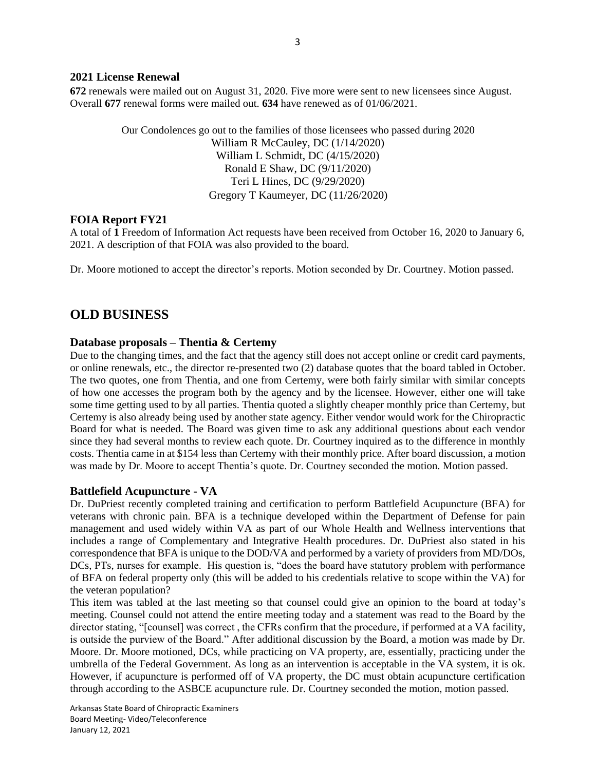### 2021 License Renewal

**672** renewals were mailed out on August 31, 2020. Five more were sent to new licensees since August. Overall **677** renewal forms were mailed out. **634** have renewed as of 01/06/2021.

Our Condolences go out to the families of those licensees who passed during 2020
William R McCauley, DC (1/14/2020)
William L Schmidt, DC (4/15/2020)
Ronald E Shaw, DC (9/11/2020)
Teri L Hines, DC (9/29/2020)
Gregory T Kaumeyer, DC (11/26/2020)

### FOIA Report FY21

A total of **1** Freedom of Information Act requests have been received from October 16, 2020 to January 6, 2021. A description of that FOIA was also provided to the board.

Dr. Moore motioned to accept the director's reports. Motion seconded by Dr. Courtney. Motion passed.

## OLD BUSINESS

### Database proposals – Thentia & Certemy

Due to the changing times, and the fact that the agency still does not accept online or credit card payments, or online renewals, etc., the director re-presented two (2) database quotes that the board tabled in October. The two quotes, one from Thentia, and one from Certemy, were both fairly similar with similar concepts of how one accesses the program both by the agency and by the licensee. However, either one will take some time getting used to by all parties. Thentia quoted a slightly cheaper monthly price than Certemy, but Certemy is also already being used by another state agency. Either vendor would work for the Chiropractic Board for what is needed. The Board was given time to ask any additional questions about each vendor since they had several months to review each quote. Dr. Courtney inquired as to the difference in monthly costs. Thentia came in at $154 less than Certemy with their monthly price. After board discussion, a motion was made by Dr. Moore to accept Thentia's quote. Dr. Courtney seconded the motion. Motion passed.

### Battlefield Acupuncture - VA

Dr. DuPriest recently completed training and certification to perform Battlefield Acupuncture (BFA) for veterans with chronic pain. BFA is a technique developed within the Department of Defense for pain management and used widely within VA as part of our Whole Health and Wellness interventions that includes a range of Complementary and Integrative Health procedures. Dr. DuPriest also stated in his correspondence that BFA is unique to the DOD/VA and performed by a variety of providers from MD/DOs, DCs, PTs, nurses for example. His question is, "does the board have statutory problem with performance of BFA on federal property only (this will be added to his credentials relative to scope within the VA) for the veteran population?

This item was tabled at the last meeting so that counsel could give an opinion to the board at today's meeting. Counsel could not attend the entire meeting today and a statement was read to the Board by the director stating, "[counsel] was correct , the CFRs confirm that the procedure, if performed at a VA facility, is outside the purview of the Board." After additional discussion by the Board, a motion was made by Dr. Moore. Dr. Moore motioned, DCs, while practicing on VA property, are, essentially, practicing under the umbrella of the Federal Government. As long as an intervention is acceptable in the VA system, it is ok. However, if acupuncture is performed off of VA property, the DC must obtain acupuncture certification through according to the ASBCE acupuncture rule. Dr. Courtney seconded the motion, motion passed.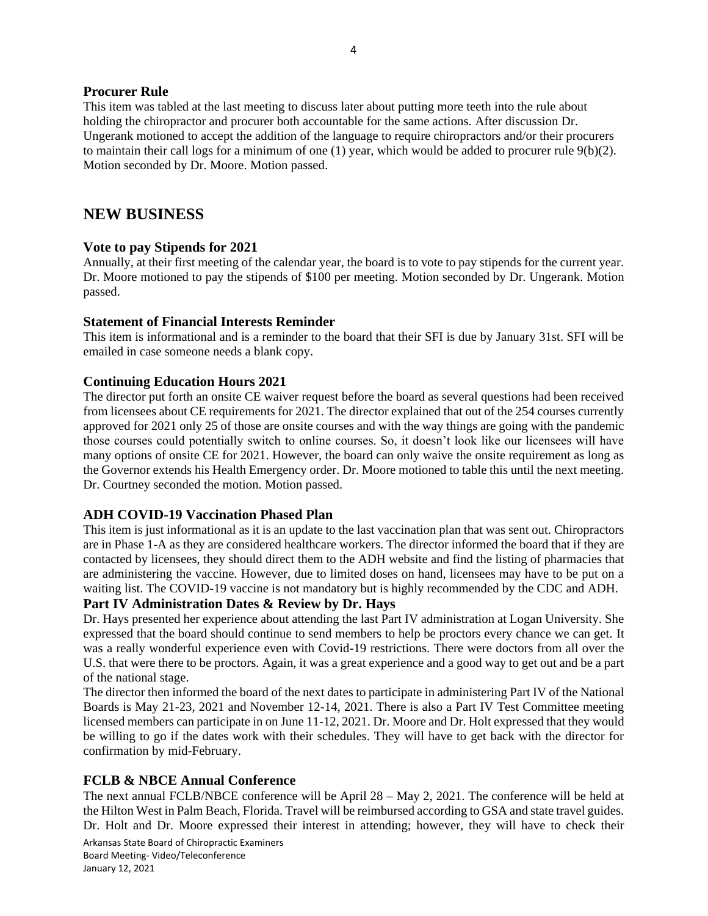### Procurer Rule

This item was tabled at the last meeting to discuss later about putting more teeth into the rule about holding the chiropractor and procurer both accountable for the same actions. After discussion Dr. Ungerank motioned to accept the addition of the language to require chiropractors and/or their procurers to maintain their call logs for a minimum of one (1) year, which would be added to procurer rule 9(b)(2). Motion seconded by Dr. Moore. Motion passed.

## NEW BUSINESS

### Vote to pay Stipends for 2021

Annually, at their first meeting of the calendar year, the board is to vote to pay stipends for the current year. Dr. Moore motioned to pay the stipends of $100 per meeting. Motion seconded by Dr. Ungerank. Motion passed.

### Statement of Financial Interests Reminder

This item is informational and is a reminder to the board that their SFI is due by January 31st. SFI will be emailed in case someone needs a blank copy.

### Continuing Education Hours 2021

The director put forth an onsite CE waiver request before the board as several questions had been received from licensees about CE requirements for 2021. The director explained that out of the 254 courses currently approved for 2021 only 25 of those are onsite courses and with the way things are going with the pandemic those courses could potentially switch to online courses. So, it doesn't look like our licensees will have many options of onsite CE for 2021. However, the board can only waive the onsite requirement as long as the Governor extends his Health Emergency order. Dr. Moore motioned to table this until the next meeting. Dr. Courtney seconded the motion. Motion passed.

### ADH COVID-19 Vaccination Phased Plan

This item is just informational as it is an update to the last vaccination plan that was sent out. Chiropractors are in Phase 1-A as they are considered healthcare workers. The director informed the board that if they are contacted by licensees, they should direct them to the ADH website and find the listing of pharmacies that are administering the vaccine. However, due to limited doses on hand, licensees may have to be put on a waiting list. The COVID-19 vaccine is not mandatory but is highly recommended by the CDC and ADH.

### Part IV Administration Dates & Review by Dr. Hays

Dr. Hays presented her experience about attending the last Part IV administration at Logan University. She expressed that the board should continue to send members to help be proctors every chance we can get. It was a really wonderful experience even with Covid-19 restrictions. There were doctors from all over the U.S. that were there to be proctors. Again, it was a great experience and a good way to get out and be a part of the national stage.

The director then informed the board of the next dates to participate in administering Part IV of the National Boards is May 21-23, 2021 and November 12-14, 2021. There is also a Part IV Test Committee meeting licensed members can participate in on June 11-12, 2021. Dr. Moore and Dr. Holt expressed that they would be willing to go if the dates work with their schedules. They will have to get back with the director for confirmation by mid-February.

### FCLB & NBCE Annual Conference

The next annual FCLB/NBCE conference will be April 28 – May 2, 2021. The conference will be held at the Hilton West in Palm Beach, Florida. Travel will be reimbursed according to GSA and state travel guides. Dr. Holt and Dr. Moore expressed their interest in attending; however, they will have to check their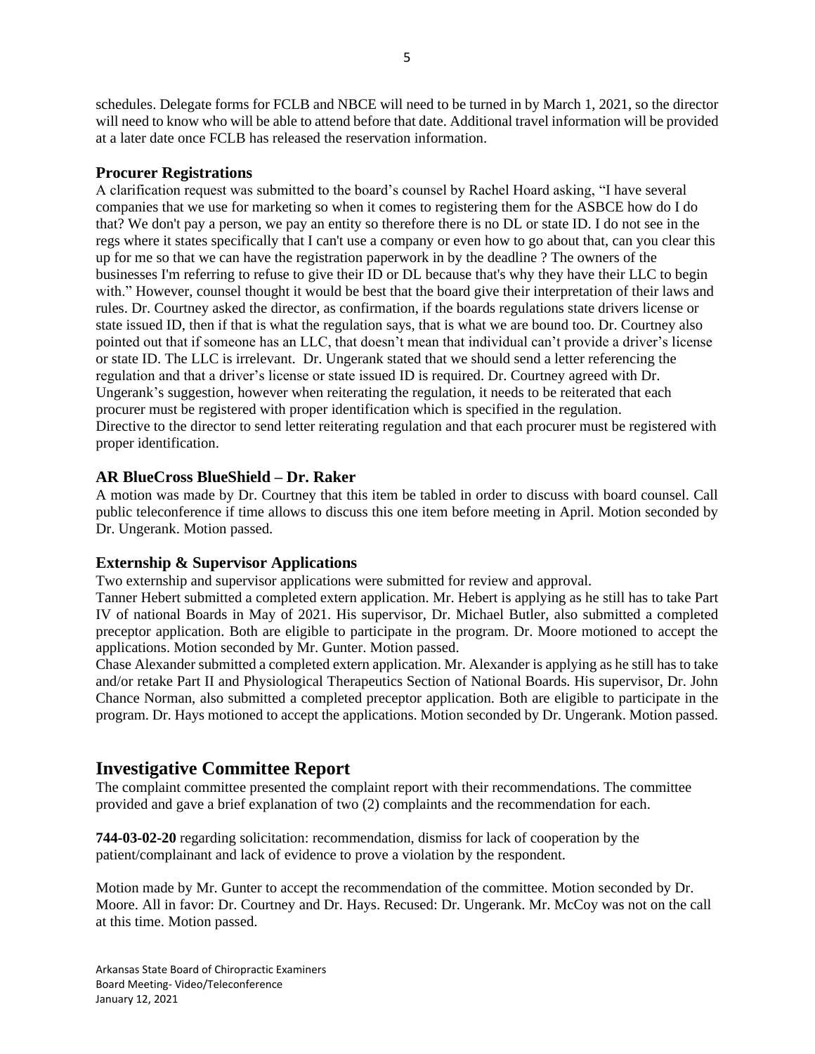schedules. Delegate forms for FCLB and NBCE will need to be turned in by March 1, 2021, so the director will need to know who will be able to attend before that date. Additional travel information will be provided at a later date once FCLB has released the reservation information.

### Procurer Registrations

A clarification request was submitted to the board's counsel by Rachel Hoard asking, "I have several companies that we use for marketing so when it comes to registering them for the ASBCE how do I do that? We don't pay a person, we pay an entity so therefore there is no DL or state ID. I do not see in the regs where it states specifically that I can't use a company or even how to go about that, can you clear this up for me so that we can have the registration paperwork in by the deadline ? The owners of the businesses I'm referring to refuse to give their ID or DL because that's why they have their LLC to begin with." However, counsel thought it would be best that the board give their interpretation of their laws and rules. Dr. Courtney asked the director, as confirmation, if the boards regulations state drivers license or state issued ID, then if that is what the regulation says, that is what we are bound too. Dr. Courtney also pointed out that if someone has an LLC, that doesn't mean that individual can't provide a driver's license or state ID. The LLC is irrelevant. Dr. Ungerank stated that we should send a letter referencing the regulation and that a driver's license or state issued ID is required. Dr. Courtney agreed with Dr. Ungerank's suggestion, however when reiterating the regulation, it needs to be reiterated that each procurer must be registered with proper identification which is specified in the regulation.
Directive to the director to send letter reiterating regulation and that each procurer must be registered with proper identification.

### AR BlueCross BlueShield – Dr. Raker

A motion was made by Dr. Courtney that this item be tabled in order to discuss with board counsel. Call public teleconference if time allows to discuss this one item before meeting in April. Motion seconded by Dr. Ungerank. Motion passed.

### Externship & Supervisor Applications

Two externship and supervisor applications were submitted for review and approval.
Tanner Hebert submitted a completed extern application. Mr. Hebert is applying as he still has to take Part IV of national Boards in May of 2021. His supervisor, Dr. Michael Butler, also submitted a completed preceptor application. Both are eligible to participate in the program. Dr. Moore motioned to accept the applications. Motion seconded by Mr. Gunter. Motion passed.
Chase Alexander submitted a completed extern application. Mr. Alexander is applying as he still has to take and/or retake Part II and Physiological Therapeutics Section of National Boards. His supervisor, Dr. John Chance Norman, also submitted a completed preceptor application. Both are eligible to participate in the program. Dr. Hays motioned to accept the applications. Motion seconded by Dr. Ungerank. Motion passed.

## Investigative Committee Report

The complaint committee presented the complaint report with their recommendations. The committee provided and gave a brief explanation of two (2) complaints and the recommendation for each.

**744-03-02-20** regarding solicitation: recommendation, dismiss for lack of cooperation by the patient/complainant and lack of evidence to prove a violation by the respondent.

Motion made by Mr. Gunter to accept the recommendation of the committee. Motion seconded by Dr. Moore. All in favor: Dr. Courtney and Dr. Hays. Recused: Dr. Ungerank. Mr. McCoy was not on the call at this time. Motion passed.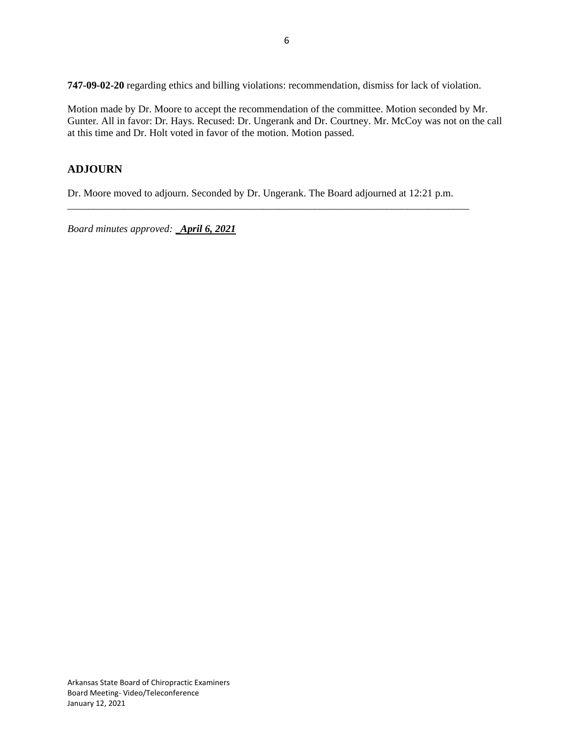**747-09-02-20** regarding ethics and billing violations: recommendation, dismiss for lack of violation.

Motion made by Dr. Moore to accept the recommendation of the committee. Motion seconded by Mr. Gunter. All in favor: Dr. Hays. Recused: Dr. Ungerank and Dr. Courtney. Mr. McCoy was not on the call at this time and Dr. Holt voted in favor of the motion. Motion passed.

## ADJOURN

Dr. Moore moved to adjourn. Seconded by Dr. Ungerank. The Board adjourned at 12:21 p.m.

---

*Board minutes approved:* ***_April 6, 2021***